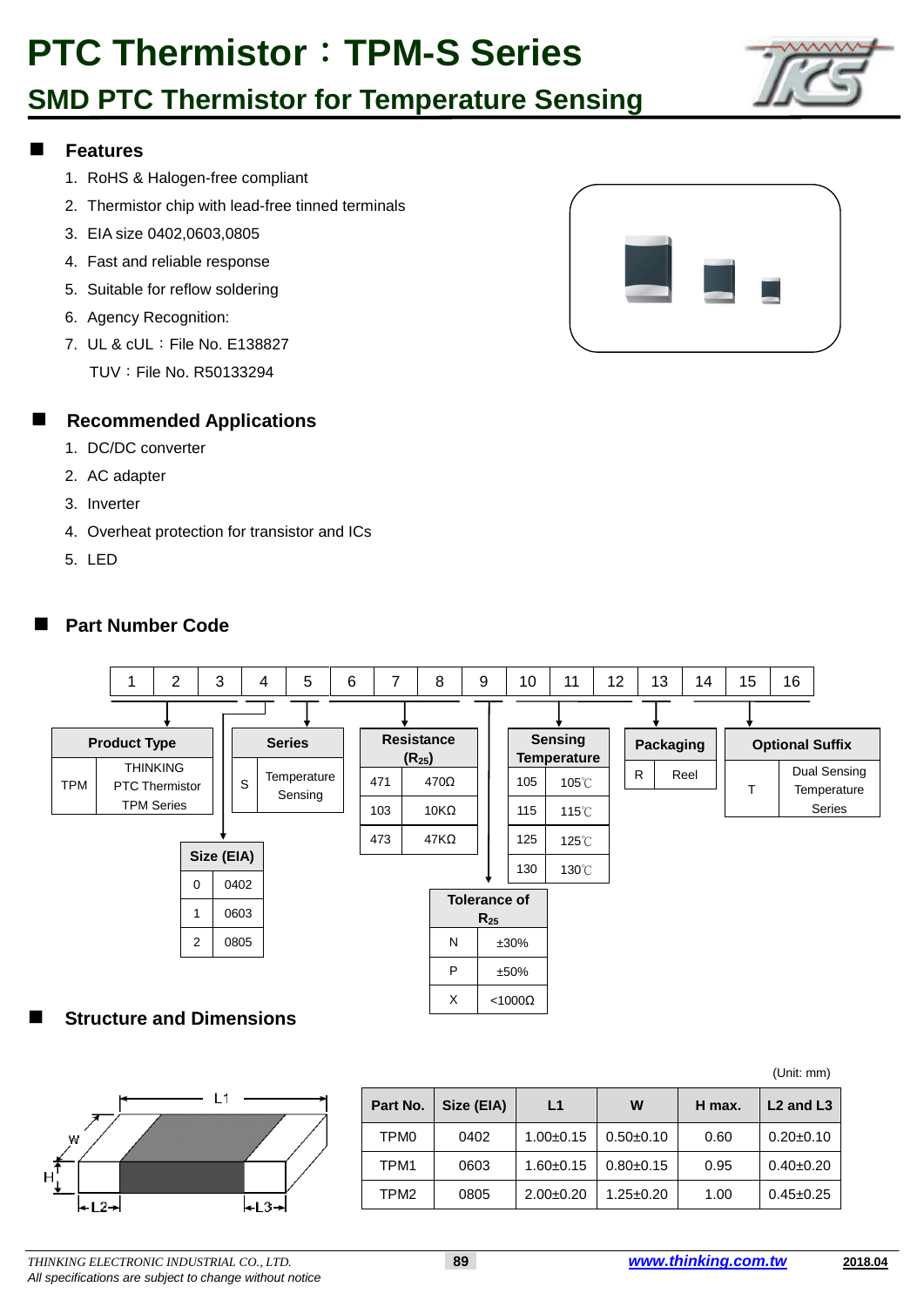# PTC Thermistor：TPM-S Series

## SMD PTC Thermistor for Temperature Sensing

### Features

1. RoHS & Halogen-free compliant
2. Thermistor chip with lead-free tinned terminals
3. EIA size 0402,0603,0805
4. Fast and reliable response
5. Suitable for reflow soldering
6. Agency Recognition:
7. UL & cUL：File No. E138827

   TUV：File No. R50133294

### Recommended Applications

1. DC/DC converter
2. AC adapter
3. Inverter
4. Overheat protection for transistor and ICs
5. LED

### Part Number Code

| 1 | 2 | 3 | 4 | 5 | 6 | 7 | 8 | 9 | 10 | 11 | 12 | 13 | 14 | 15 | 16 |
|---|---|---|---|---|---|---|---|---|---|---|---|---|---|---|---|

**Product Type** (digits 1–3)

| Code | Description |
|---|---|
| TPM | THINKING PTC Thermistor TPM Series |

**Series** (digit 5)

| Code | Description |
|---|---|
| S | Temperature Sensing |

**Size (EIA)** (digit 4)

| Code | Size |
|---|---|
| 0 | 0402 |
| 1 | 0603 |
| 2 | 0805 |

**Resistance ($R_{25}$)** (digits 6–8)

| Code | Value |
|---|---|
| 471 | 470Ω |
| 103 | 10KΩ |
| 473 | 47KΩ |

**Tolerance of $R_{25}$** (digit 9)

| Code | Tolerance |
|---|---|
| N | ±30% |
| P | ±50% |
| X | <1000Ω |

**Sensing Temperature** (digits 10–12)

| Code | Temperature |
|---|---|
| 105 | 105℃ |
| 115 | 115℃ |
| 125 | 125℃ |
| 130 | 130℃ |

**Packaging** (digit 13)

| Code | Description |
|---|---|
| R | Reel |

**Optional Suffix** (digits 14–16)

| Code | Description |
|---|---|
| T | Dual Sensing Temperature Series |

### Structure and Dimensions

(Unit: mm)

| Part No. | Size (EIA) | L1 | W | H max. | L2 and L3 |
|---|---|---|---|---|---|
| TPM0 | 0402 | 1.00±0.15 | 0.50±0.10 | 0.60 | 0.20±0.10 |
| TPM1 | 0603 | 1.60±0.15 | 0.80±0.15 | 0.95 | 0.40±0.20 |
| TPM2 | 0805 | 2.00±0.20 | 1.25±0.20 | 1.00 | 0.45±0.25 |

*THINKING ELECTRONIC INDUSTRIAL CO., LTD.*
*All specifications are subject to change without notice*

www.thinking.com.tw

2018.04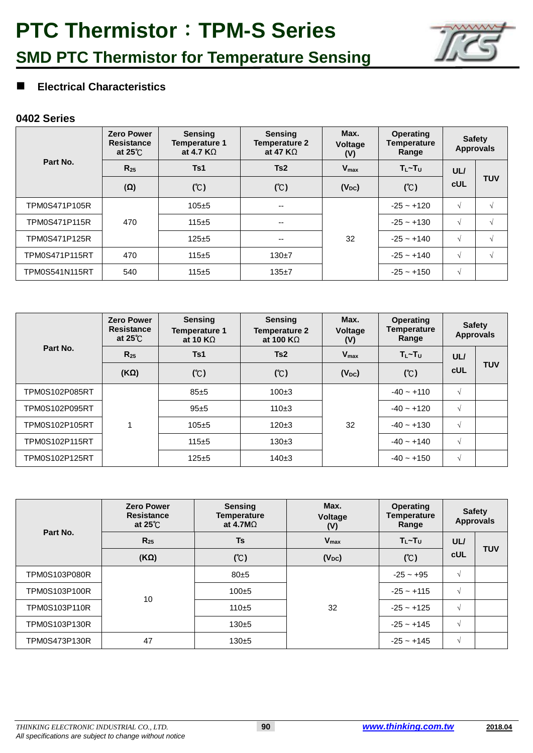# PTC Thermistor：TPM-S Series

## SMD PTC Thermistor for Temperature Sensing

■ **Electrical Characteristics**

### 0402 Series

| Part No. | Zero Power Resistance at 25℃ | Sensing Temperature 1 at 4.7 KΩ | Sensing Temperature 2 at 47 KΩ | Max. Voltage (V) | Operating Temperature Range | Safety Approvals | |
|---|---|---|---|---|---|---|---|
| | $R_{25}$ | Ts1 | Ts2 | $V_{max}$ | $T_L$~$T_U$ | UL/ cUL | TUV |
| | (Ω) | (℃) | (℃) | ($V_{DC}$) | (℃) | | |
| TPM0S471P105R | 470 | 105±5 | -- | 32 | -25 ~ +120 | √ | √ |
| TPM0S471P115R | | 115±5 | -- | | -25 ~ +130 | √ | √ |
| TPM0S471P125R | | 125±5 | -- | | -25 ~ +140 | √ | √ |
| TPM0S471P115RT | 470 | 115±5 | 130±7 | | -25 ~ +140 | √ | √ |
| TPM0S541N115RT | 540 | 115±5 | 135±7 | | -25 ~ +150 | √ | |

| Part No. | Zero Power Resistance at 25℃ | Sensing Temperature 1 at 10 KΩ | Sensing Temperature 2 at 100 KΩ | Max. Voltage (V) | Operating Temperature Range | Safety Approvals | |
|---|---|---|---|---|---|---|---|
| | $R_{25}$ | Ts1 | Ts2 | $V_{max}$ | $T_L$~$T_U$ | UL/ cUL | TUV |
| | (KΩ) | (℃) | (℃) | ($V_{DC}$) | (℃) | | |
| TPM0S102P085RT | 1 | 85±5 | 100±3 | 32 | -40 ~ +110 | √ | |
| TPM0S102P095RT | | 95±5 | 110±3 | | -40 ~ +120 | √ | |
| TPM0S102P105RT | | 105±5 | 120±3 | | -40 ~ +130 | √ | |
| TPM0S102P115RT | | 115±5 | 130±3 | | -40 ~ +140 | √ | |
| TPM0S102P125RT | | 125±5 | 140±3 | | -40 ~ +150 | √ | |

| Part No. | Zero Power Resistance at 25℃ | Sensing Temperature at 4.7MΩ | Max. Voltage (V) | Operating Temperature Range | Safety Approvals | |
|---|---|---|---|---|---|---|
| | $R_{25}$ | Ts | $V_{max}$ | $T_L$~$T_U$ | UL/ cUL | TUV |
| | (KΩ) | (℃) | ($V_{DC}$) | (℃) | | |
| TPM0S103P080R | 10 | 80±5 | 32 | -25 ~ +95 | √ | |
| TPM0S103P100R | | 100±5 | | -25 ~ +115 | √ | |
| TPM0S103P110R | | 110±5 | | -25 ~ +125 | √ | |
| TPM0S103P130R | | 130±5 | | -25 ~ +145 | √ | |
| TPM0S473P130R | 47 | 130±5 | | -25 ~ +145 | √ | |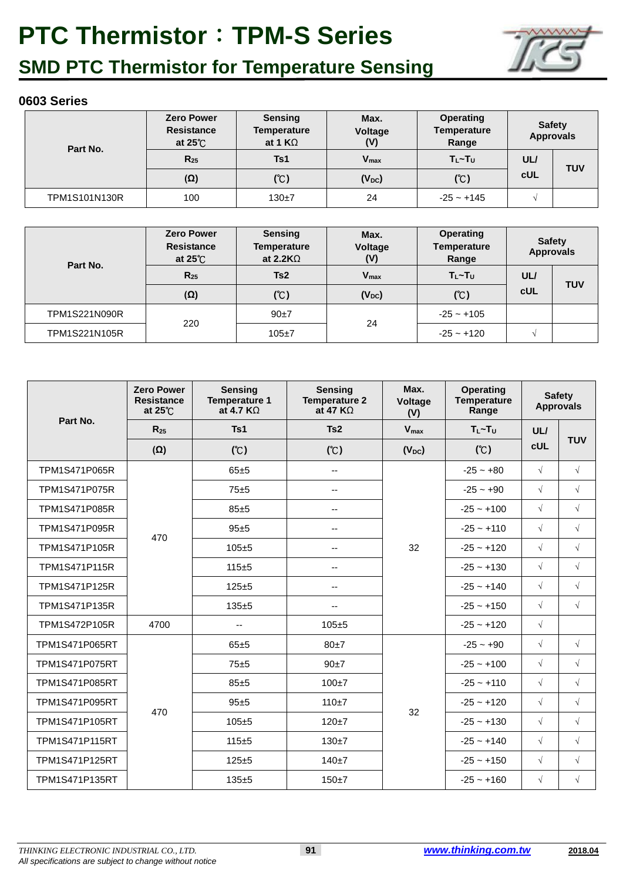# PTC Thermistor：TPM-S Series

## SMD PTC Thermistor for Temperature Sensing

### 0603 Series

| Part No. | Zero Power Resistance at 25℃ | Sensing Temperature at 1 KΩ | Max. Voltage (V) | Operating Temperature Range | Safety Approvals | |
|---|---|---|---|---|---|---|
| | $R_{25}$ | Ts1 | $V_{max}$ | $T_L$~$T_U$ | UL/ cUL | TUV |
| | (Ω) | (℃) | ($V_{DC}$) | (℃) | | |
| TPM1S101N130R | 100 | 130±7 | 24 | -25 ~ +145 | √ | |

| Part No. | Zero Power Resistance at 25℃ | Sensing Temperature at 2.2KΩ | Max. Voltage (V) | Operating Temperature Range | Safety Approvals | |
|---|---|---|---|---|---|---|
| | $R_{25}$ | Ts2 | $V_{max}$ | $T_L$~$T_U$ | UL/ cUL | TUV |
| | (Ω) | (℃) | ($V_{DC}$) | (℃) | | |
| TPM1S221N090R | 220 | 90±7 | 24 | -25 ~ +105 | | |
| TPM1S221N105R | 220 | 105±7 | 24 | -25 ~ +120 | √ | |

| Part No. | Zero Power Resistance at 25℃ | Sensing Temperature 1 at 4.7 KΩ | Sensing Temperature 2 at 47 KΩ | Max. Voltage (V) | Operating Temperature Range | Safety Approvals | |
|---|---|---|---|---|---|---|---|
| | $R_{25}$ | Ts1 | Ts2 | $V_{max}$ | $T_L$~$T_U$ | UL/ cUL | TUV |
| | (Ω) | (℃) | (℃) | ($V_{DC}$) | (℃) | | |
| TPM1S471P065R | 470 | 65±5 | -- | 32 | -25 ~ +80 | √ | √ |
| TPM1S471P075R | 470 | 75±5 | -- | 32 | -25 ~ +90 | √ | √ |
| TPM1S471P085R | 470 | 85±5 | -- | 32 | -25 ~ +100 | √ | √ |
| TPM1S471P095R | 470 | 95±5 | -- | 32 | -25 ~ +110 | √ | √ |
| TPM1S471P105R | 470 | 105±5 | -- | 32 | -25 ~ +120 | √ | √ |
| TPM1S471P115R | 470 | 115±5 | -- | 32 | -25 ~ +130 | √ | √ |
| TPM1S471P125R | 470 | 125±5 | -- | 32 | -25 ~ +140 | √ | √ |
| TPM1S471P135R | 470 | 135±5 | -- | 32 | -25 ~ +150 | √ | √ |
| TPM1S472P105R | 4700 | -- | 105±5 | 32 | -25 ~ +120 | √ | |
| TPM1S471P065RT | 470 | 65±5 | 80±7 | 32 | -25 ~ +90 | √ | √ |
| TPM1S471P075RT | 470 | 75±5 | 90±7 | 32 | -25 ~ +100 | √ | √ |
| TPM1S471P085RT | 470 | 85±5 | 100±7 | 32 | -25 ~ +110 | √ | √ |
| TPM1S471P095RT | 470 | 95±5 | 110±7 | 32 | -25 ~ +120 | √ | √ |
| TPM1S471P105RT | 470 | 105±5 | 120±7 | 32 | -25 ~ +130 | √ | √ |
| TPM1S471P115RT | 470 | 115±5 | 130±7 | 32 | -25 ~ +140 | √ | √ |
| TPM1S471P125RT | 470 | 125±5 | 140±7 | 32 | -25 ~ +150 | √ | √ |
| TPM1S471P135RT | 470 | 135±5 | 150±7 | 32 | -25 ~ +160 | √ | √ |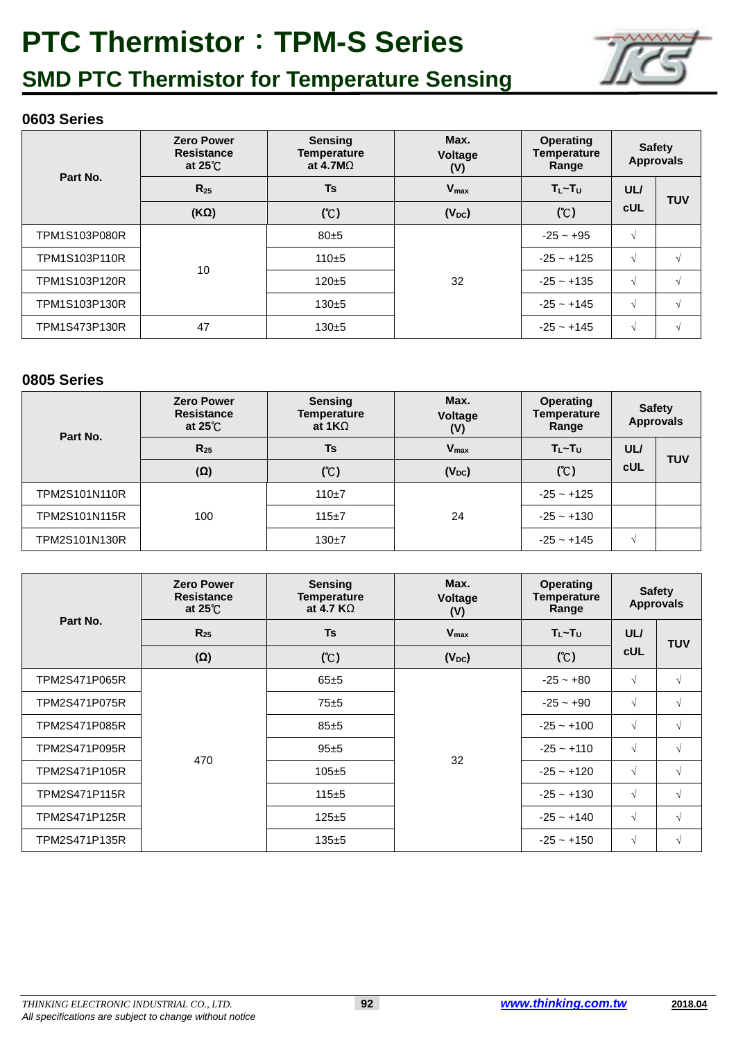# PTC Thermistor：TPM-S Series

## SMD PTC Thermistor for Temperature Sensing

### 0603 Series

| Part No. | Zero Power Resistance at 25℃ | Sensing Temperature at 4.7MΩ | Max. Voltage (V) | Operating Temperature Range | Safety Approvals | |
|---|---|---|---|---|---|---|
| | $R_{25}$ | Ts | $V_{max}$ | $T_L$~$T_U$ | UL/ cUL | TUV |
| | (KΩ) | (℃) | ($V_{DC}$) | (℃) | | |
| TPM1S103P080R | 10 | 80±5 | 32 | -25 ~ +95 | √ | |
| TPM1S103P110R | 10 | 110±5 | 32 | -25 ~ +125 | √ | √ |
| TPM1S103P120R | 10 | 120±5 | 32 | -25 ~ +135 | √ | √ |
| TPM1S103P130R | 10 | 130±5 | 32 | -25 ~ +145 | √ | √ |
| TPM1S473P130R | 47 | 130±5 | 32 | -25 ~ +145 | √ | √ |

### 0805 Series

| Part No. | Zero Power Resistance at 25℃ | Sensing Temperature at 1KΩ | Max. Voltage (V) | Operating Temperature Range | Safety Approvals | |
|---|---|---|---|---|---|---|
| | $R_{25}$ | Ts | $V_{max}$ | $T_L$~$T_U$ | UL/ cUL | TUV |
| | (Ω) | (℃) | ($V_{DC}$) | (℃) | | |
| TPM2S101N110R | 100 | 110±7 | 24 | -25 ~ +125 | | |
| TPM2S101N115R | 100 | 115±7 | 24 | -25 ~ +130 | | |
| TPM2S101N130R | 100 | 130±7 | 24 | -25 ~ +145 | √ | |

| Part No. | Zero Power Resistance at 25℃ | Sensing Temperature at 4.7 KΩ | Max. Voltage (V) | Operating Temperature Range | Safety Approvals | |
|---|---|---|---|---|---|---|
| | $R_{25}$ | Ts | $V_{max}$ | $T_L$~$T_U$ | UL/ cUL | TUV |
| | (Ω) | (℃) | ($V_{DC}$) | (℃) | | |
| TPM2S471P065R | 470 | 65±5 | 32 | -25 ~ +80 | √ | √ |
| TPM2S471P075R | 470 | 75±5 | 32 | -25 ~ +90 | √ | √ |
| TPM2S471P085R | 470 | 85±5 | 32 | -25 ~ +100 | √ | √ |
| TPM2S471P095R | 470 | 95±5 | 32 | -25 ~ +110 | √ | √ |
| TPM2S471P105R | 470 | 105±5 | 32 | -25 ~ +120 | √ | √ |
| TPM2S471P115R | 470 | 115±5 | 32 | -25 ~ +130 | √ | √ |
| TPM2S471P125R | 470 | 125±5 | 32 | -25 ~ +140 | √ | √ |
| TPM2S471P135R | 470 | 135±5 | 32 | -25 ~ +150 | √ | √ |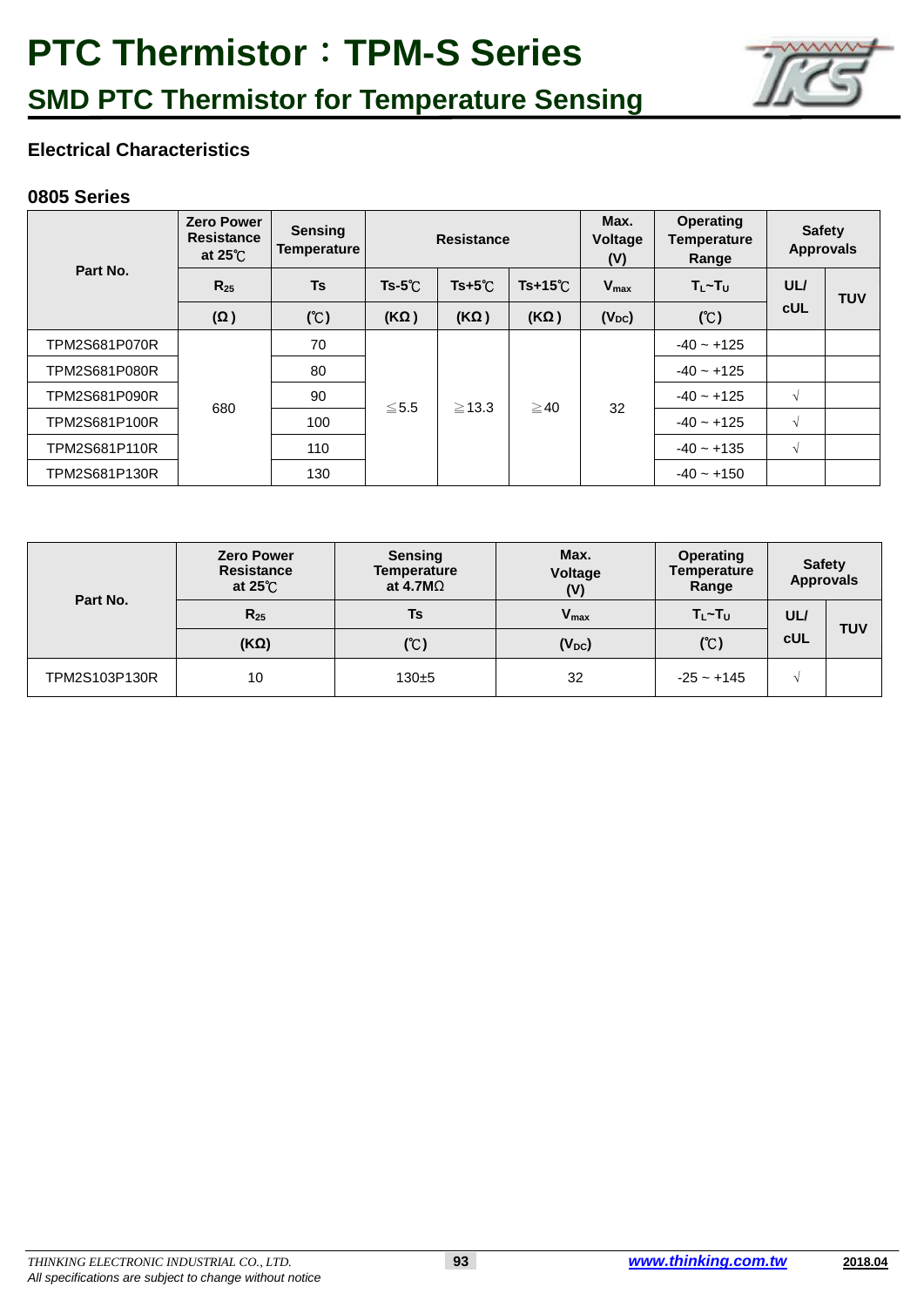# PTC Thermistor：TPM-S Series

## SMD PTC Thermistor for Temperature Sensing

### Electrical Characteristics

### 0805 Series

| Part No. | Zero Power Resistance at 25℃ | Sensing Temperature | Resistance | | | Max. Voltage (V) | Operating Temperature Range | Safety Approvals | |
|---|---|---|---|---|---|---|---|---|---|
| | $R_{25}$ | Ts | Ts-5℃ | Ts+5℃ | Ts+15℃ | $V_{max}$ | $T_L$~$T_U$ | UL/ cUL | TUV |
| | (Ω) | (℃) | (KΩ) | (KΩ) | (KΩ) | ($V_{DC}$) | (℃) | | |
| TPM2S681P070R | 680 | 70 | ≦5.5 | ≧13.3 | ≧40 | 32 | -40 ~ +125 | | |
| TPM2S681P080R | 680 | 80 | ≦5.5 | ≧13.3 | ≧40 | 32 | -40 ~ +125 | | |
| TPM2S681P090R | 680 | 90 | ≦5.5 | ≧13.3 | ≧40 | 32 | -40 ~ +125 | √ | |
| TPM2S681P100R | 680 | 100 | ≦5.5 | ≧13.3 | ≧40 | 32 | -40 ~ +125 | √ | |
| TPM2S681P110R | 680 | 110 | ≦5.5 | ≧13.3 | ≧40 | 32 | -40 ~ +135 | √ | |
| TPM2S681P130R | 680 | 130 | ≦5.5 | ≧13.3 | ≧40 | 32 | -40 ~ +150 | | |

| Part No. | Zero Power Resistance at 25℃ | Sensing Temperature at 4.7MΩ | Max. Voltage (V) | Operating Temperature Range | Safety Approvals | |
|---|---|---|---|---|---|---|
| | $R_{25}$ | Ts | $V_{max}$ | $T_L$~$T_U$ | UL/ cUL | TUV |
| | (KΩ) | (℃) | ($V_{DC}$) | (℃) | | |
| TPM2S103P130R | 10 | 130±5 | 32 | -25 ~ +145 | √ | |

*THINKING ELECTRONIC INDUSTRIAL CO., LTD.*
*All specifications are subject to change without notice*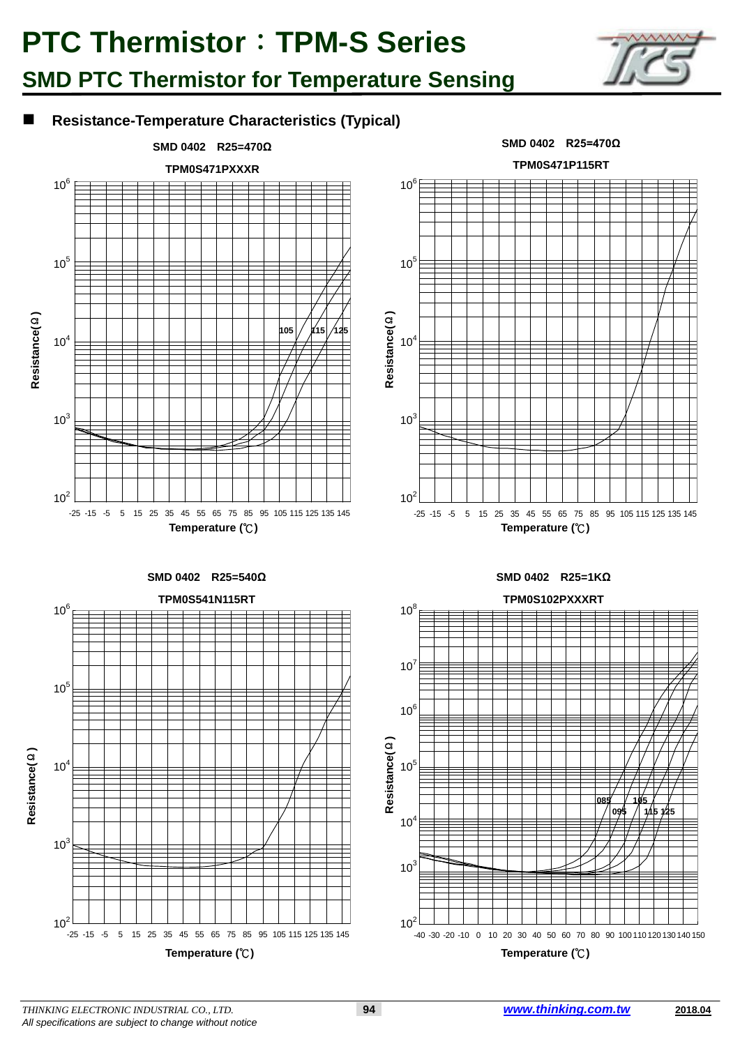# PTC Thermistor：TPM-S Series

## SMD PTC Thermistor for Temperature Sensing

### Resistance-Temperature Characteristics (Typical)

**SMD 0402 R25=470Ω**

**TPM0S471PXXXR**

Resistance(Ω): $10^2$, $10^3$, $10^4$, $10^5$, $10^6$

Curves: 105, 115, 125

Temperature (℃): -25 -15 -5 5 15 25 35 45 55 65 75 85 95 105 115 125 135 145

**SMD 0402 R25=470Ω**

**TPM0S471P115RT**

Resistance(Ω): $10^2$, $10^3$, $10^4$, $10^5$, $10^6$

Temperature (℃): -25 -15 -5 5 15 25 35 45 55 65 75 85 95 105 115 125 135 145

**SMD 0402 R25=540Ω**

**TPM0S541N115RT**

Resistance(Ω): $10^2$, $10^3$, $10^4$, $10^5$, $10^6$

Temperature (℃): -25 -15 -5 5 15 25 35 45 55 65 75 85 95 105 115 125 135 145

**SMD 0402 R25=1KΩ**

**TPM0S102PXXXRT**

Resistance(Ω): $10^2$, $10^3$, $10^4$, $10^5$, $10^6$, $10^7$, $10^8$

Curves: 085, 095, 105, 115, 125

Temperature (℃): -40 -30 -20 -10 0 10 20 30 40 50 60 70 80 90 100 110 120 130 140 150

*THINKING ELECTRONIC INDUSTRIAL CO., LTD.*
*All specifications are subject to change without notice*

www.thinking.com.tw

2018.04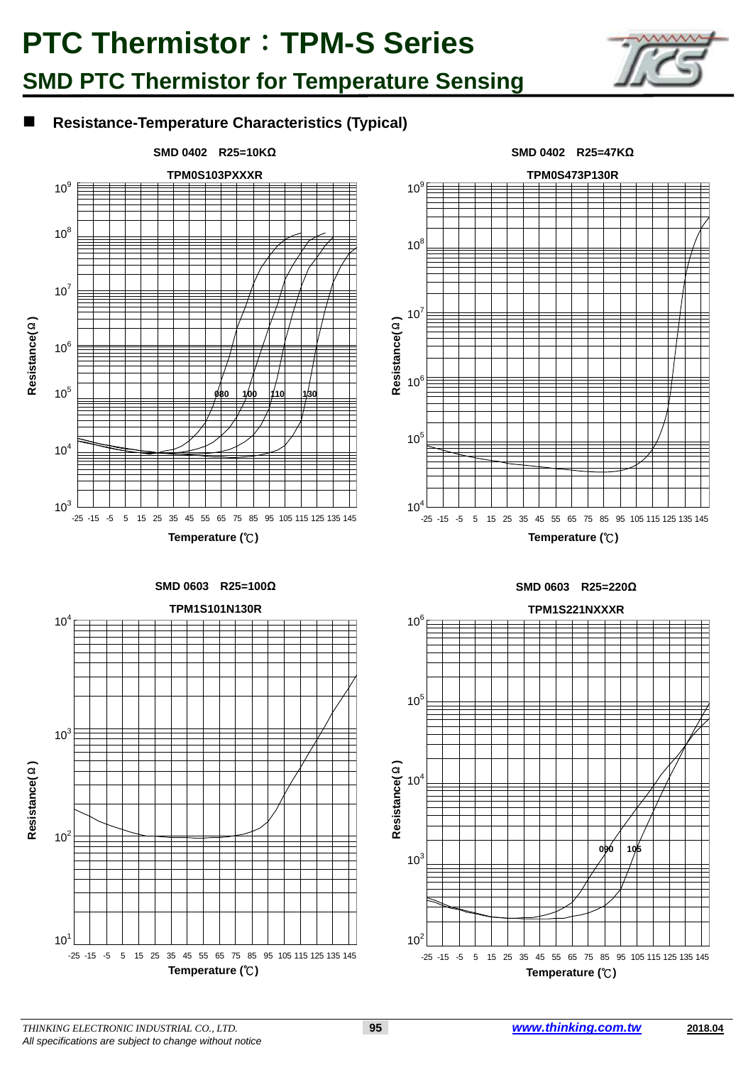# PTC Thermistor：TPM-S Series

## SMD PTC Thermistor for Temperature Sensing

### ■ Resistance-Temperature Characteristics (Typical)

**SMD 0402　R25=10KΩ**

**TPM0S103PXXXR**

Resistance(Ω): $10^3$, $10^4$, $10^5$, $10^6$, $10^7$, $10^8$, $10^9$

Curves: 080, 100, 110, 130

Temperature (℃): -25 -15 -5 5 15 25 35 45 55 65 75 85 95 105 115 125 135 145

**SMD 0402　R25=47KΩ**

**TPM0S473P130R**

Resistance(Ω): $10^4$, $10^5$, $10^6$, $10^7$, $10^8$, $10^9$

Temperature (℃): -25 -15 -5 5 15 25 35 45 55 65 75 85 95 105 115 125 135 145

**SMD 0603　R25=100Ω**

**TPM1S101N130R**

Resistance(Ω): $10^1$, $10^2$, $10^3$, $10^4$

Temperature (℃): -25 -15 -5 5 15 25 35 45 55 65 75 85 95 105 115 125 135 145

**SMD 0603　R25=220Ω**

**TPM1S221NXXXR**

Resistance(Ω): $10^2$, $10^3$, $10^4$, $10^5$, $10^6$

Curves: 090, 105

Temperature (℃): -25 -15 -5 5 15 25 35 45 55 65 75 85 95 105 115 125 135 145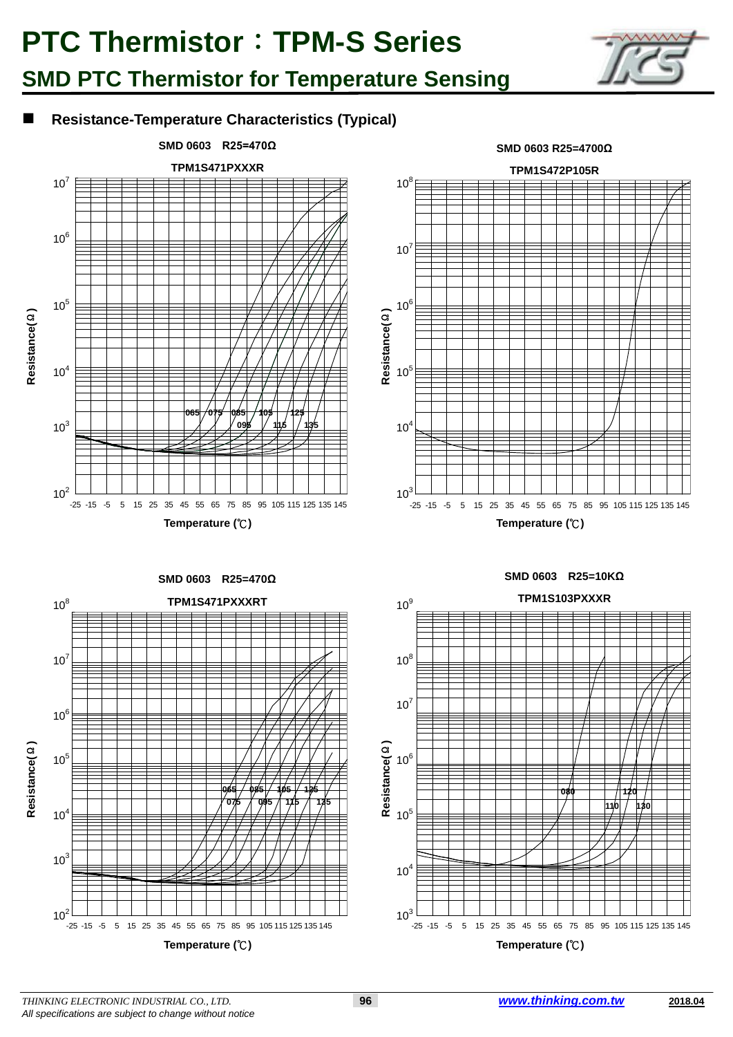# PTC Thermistor：TPM-S Series

## SMD PTC Thermistor for Temperature Sensing

### Resistance-Temperature Characteristics (Typical)

**SMD 0603 R25=470Ω**

**TPM1S471PXXXR**

Resistance(Ω): $10^2$, $10^3$, $10^4$, $10^5$, $10^6$, $10^7$

Curves: 065, 075, 085, 095, 105, 115, 125, 135

Temperature (℃): -25 -15 -5 5 15 25 35 45 55 65 75 85 95 105 115 125 135 145

**SMD 0603 R25=4700Ω**

**TPM1S472P105R**

Resistance(Ω): $10^3$, $10^4$, $10^5$, $10^6$, $10^7$, $10^8$

Temperature (℃): -25 -15 -5 5 15 25 35 45 55 65 75 85 95 105 115 125 135 145

**SMD 0603 R25=470Ω**

**TPM1S471PXXXRT**

Resistance(Ω): $10^2$, $10^3$, $10^4$, $10^5$, $10^6$, $10^7$, $10^8$

Curves: 065, 075, 085, 095, 105, 115, 125, 135

Temperature (℃): -25 -15 -5 5 15 25 35 45 55 65 75 85 95 105 115 125 135 145

**SMD 0603 R25=10KΩ**

**TPM1S103PXXXR**

Resistance(Ω): $10^3$, $10^4$, $10^5$, $10^6$, $10^7$, $10^8$, $10^9$

Curves: 080, 110, 120, 130

Temperature (℃): -25 -15 -5 5 15 25 35 45 55 65 75 85 95 105 115 125 135 145

*THINKING ELECTRONIC INDUSTRIAL CO., LTD.*
*All specifications are subject to change without notice*

www.thinking.com.tw 2018.04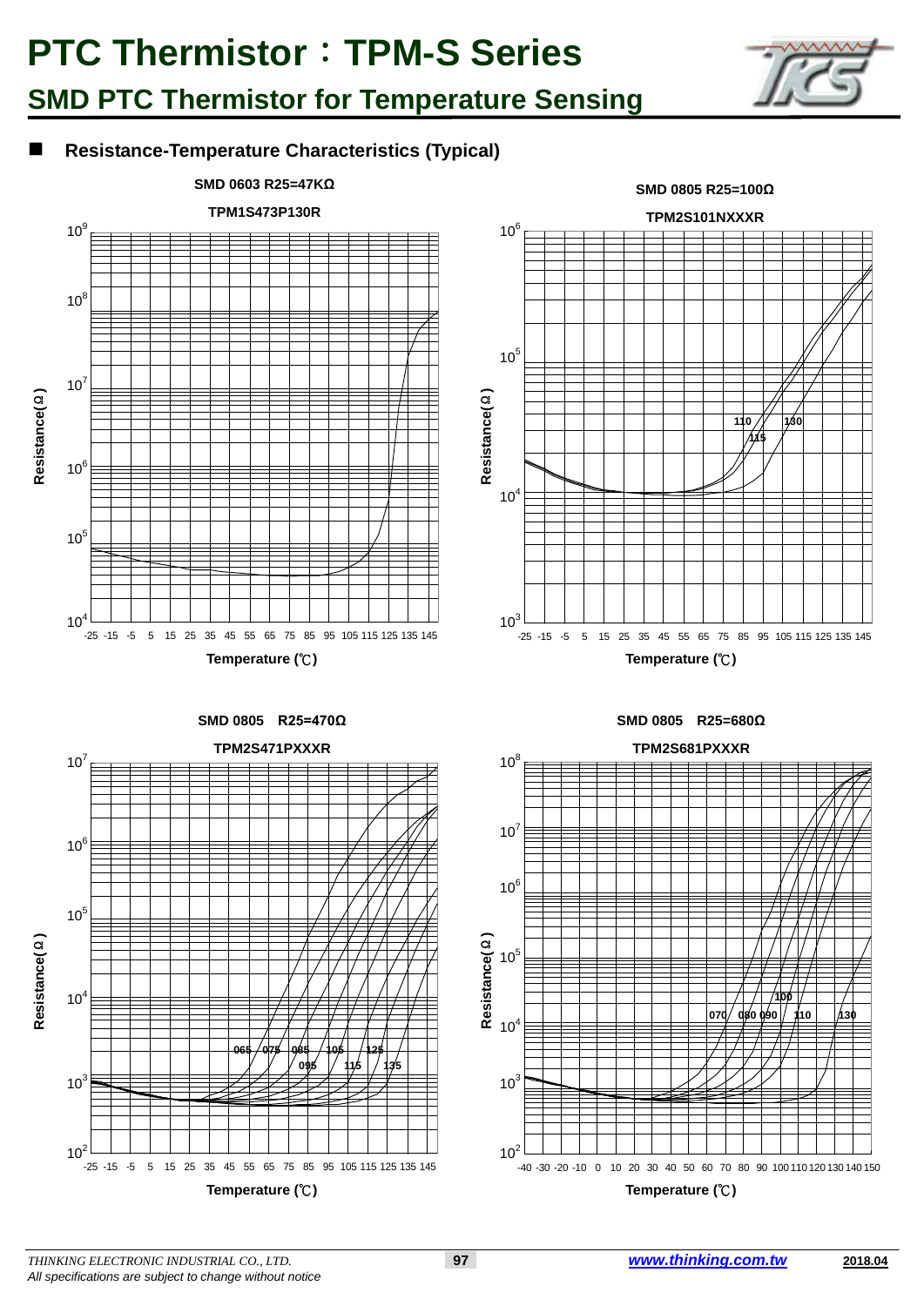# PTC Thermistor：TPM-S Series

## SMD PTC Thermistor for Temperature Sensing

## Resistance-Temperature Characteristics (Typical)

**SMD 0603 R25=47KΩ**

**TPM1S473P130R**

Resistance(Ω): $10^4$ – $10^9$

Temperature (℃): -25 -15 -5 5 15 25 35 45 55 65 75 85 95 105 115 125 135 145

**SMD 0805 R25=100Ω**

**TPM2S101NXXXR**

Curves: 110, 115, 130

Resistance(Ω): $10^3$ – $10^6$

Temperature (℃): -25 -15 -5 5 15 25 35 45 55 65 75 85 95 105 115 125 135 145

**SMD 0805 R25=470Ω**

**TPM2S471PXXXR**

Curves: 065, 075, 085, 095, 105, 115, 125, 135

Resistance(Ω): $10^2$ – $10^7$

Temperature (℃): -25 -15 -5 5 15 25 35 45 55 65 75 85 95 105 115 125 135 145

**SMD 0805 R25=680Ω**

**TPM2S681PXXXR**

Curves: 070, 080, 090, 100, 110, 130

Resistance(Ω): $10^2$ – $10^8$

Temperature (℃): -40 -30 -20 -10 0 10 20 30 40 50 60 70 80 90 100 110 120 130 140 150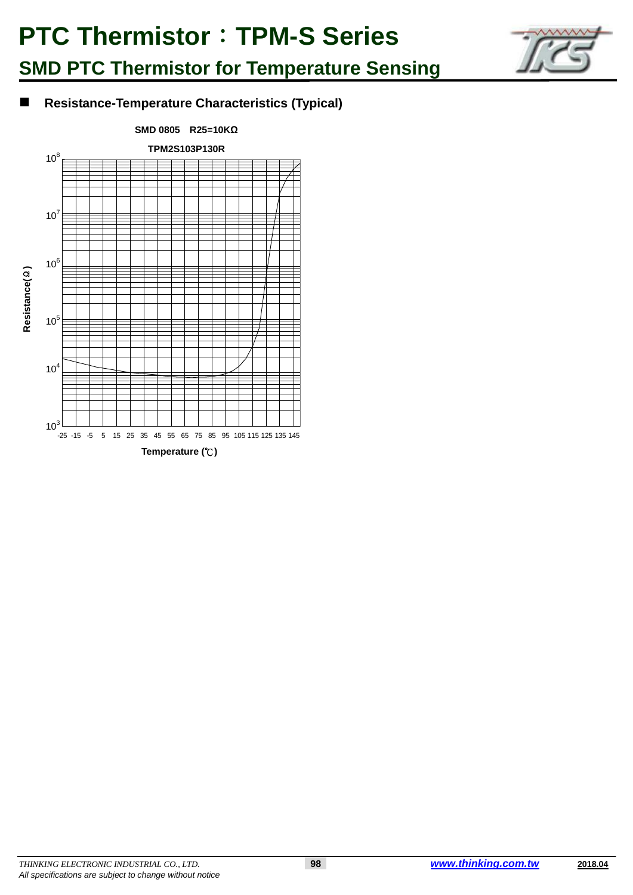# PTC Thermistor：TPM-S Series

## SMD PTC Thermistor for Temperature Sensing

### Resistance-Temperature Characteristics (Typical)

**SMD 0805 R25=10KΩ**

**TPM2S103P130R**

Resistance(Ω): $10^3$, $10^4$, $10^5$, $10^6$, $10^7$, $10^8$

Temperature (℃): -25, -15, -5, 5, 15, 25, 35, 45, 55, 65, 75, 85, 95, 105, 115, 125, 135, 145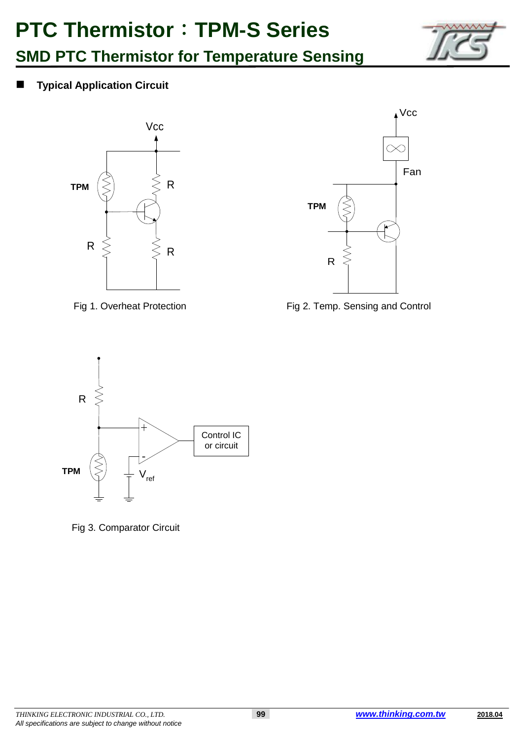# PTC Thermistor：TPM-S Series

## SMD PTC Thermistor for Temperature Sensing

### Typical Application Circuit

Fig 1. Overheat Protection

Fig 2. Temp. Sensing and Control

Fig 3. Comparator Circuit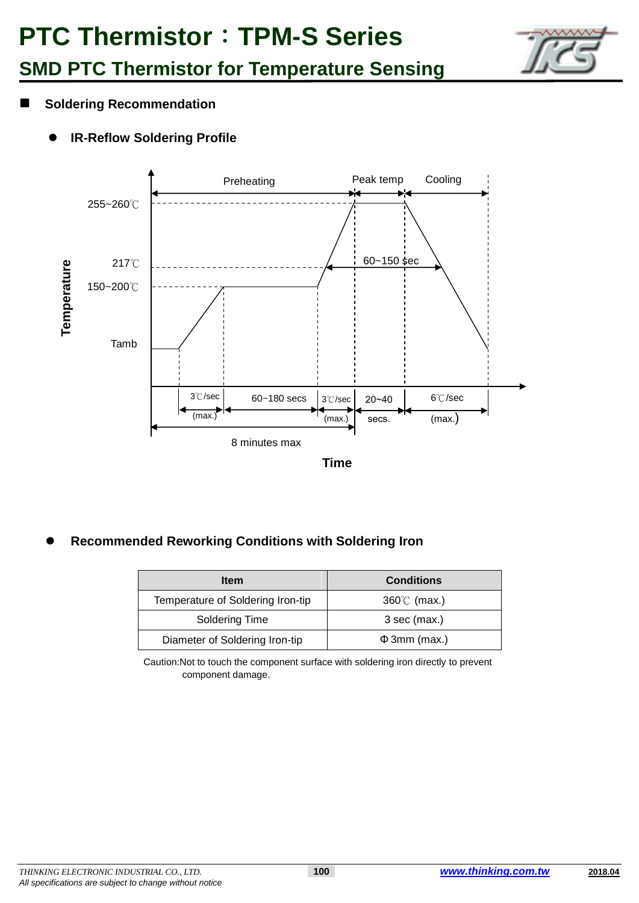# PTC Thermistor：TPM-S Series

## SMD PTC Thermistor for Temperature Sensing

### Soldering Recommendation

- **IR-Reflow Soldering Profile**

Preheating | Peak temp | Cooling

255~260℃

217℃ — 60~150 sec

150~200℃

Tamb

Temperature

3℃/sec (max.) | 60~180 secs | 3℃/sec (max.) | 20~40 secs. | 6℃/sec (max.)

8 minutes max

Time

- **Recommended Reworking Conditions with Soldering Iron**

| Item | Conditions |
|---|---|
| Temperature of Soldering Iron-tip | 360℃ (max.) |
| Soldering Time | 3 sec (max.) |
| Diameter of Soldering Iron-tip | Φ3mm (max.) |

Caution:Not to touch the component surface with soldering iron directly to prevent component damage.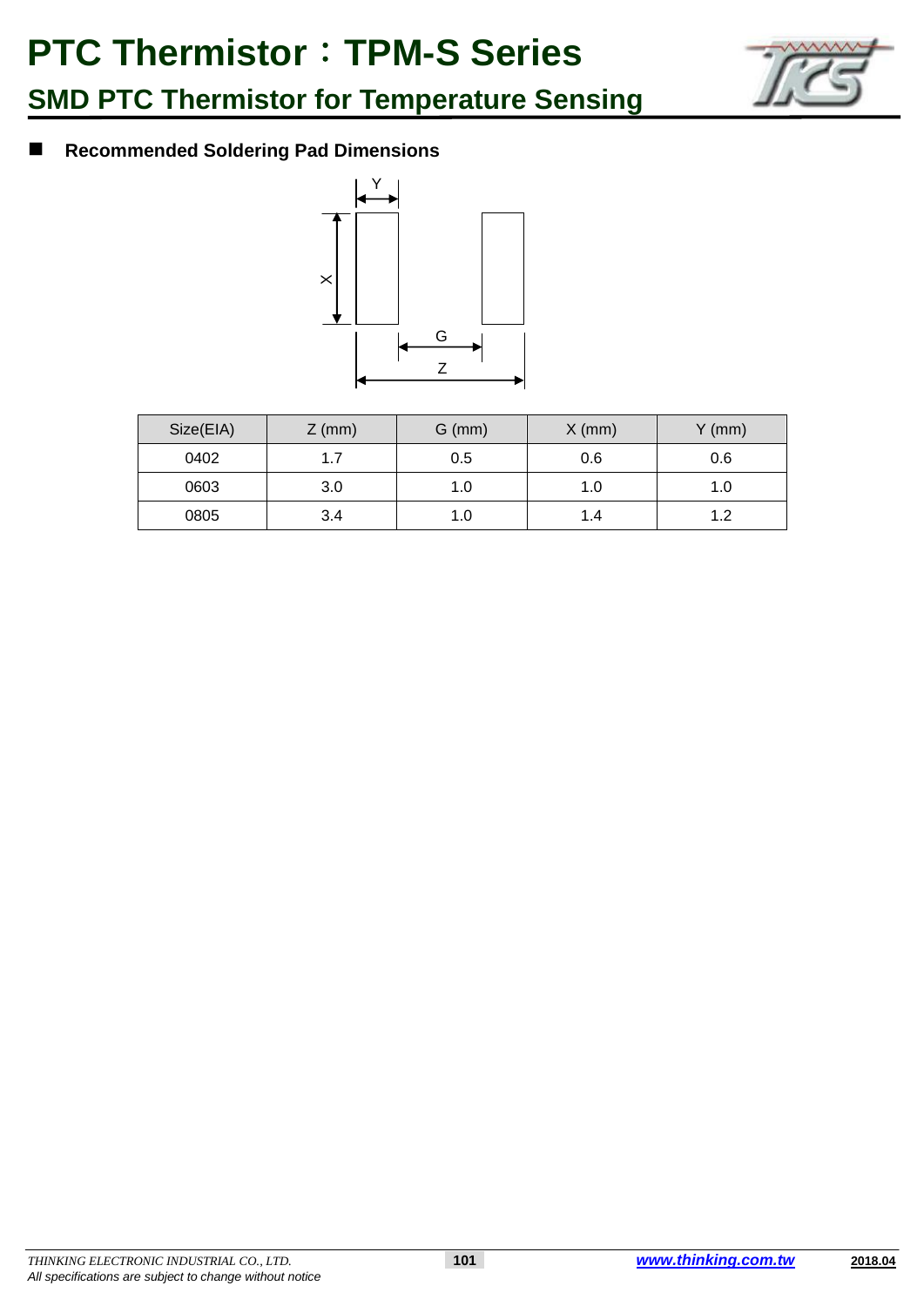# PTC Thermistor：TPM-S Series

## SMD PTC Thermistor for Temperature Sensing

### ■ Recommended Soldering Pad Dimensions

| Size(EIA) | Z (mm) | G (mm) | X (mm) | Y (mm) |
|---|---|---|---|---|
| 0402 | 1.7 | 0.5 | 0.6 | 0.6 |
| 0603 | 3.0 | 1.0 | 1.0 | 1.0 |
| 0805 | 3.4 | 1.0 | 1.4 | 1.2 |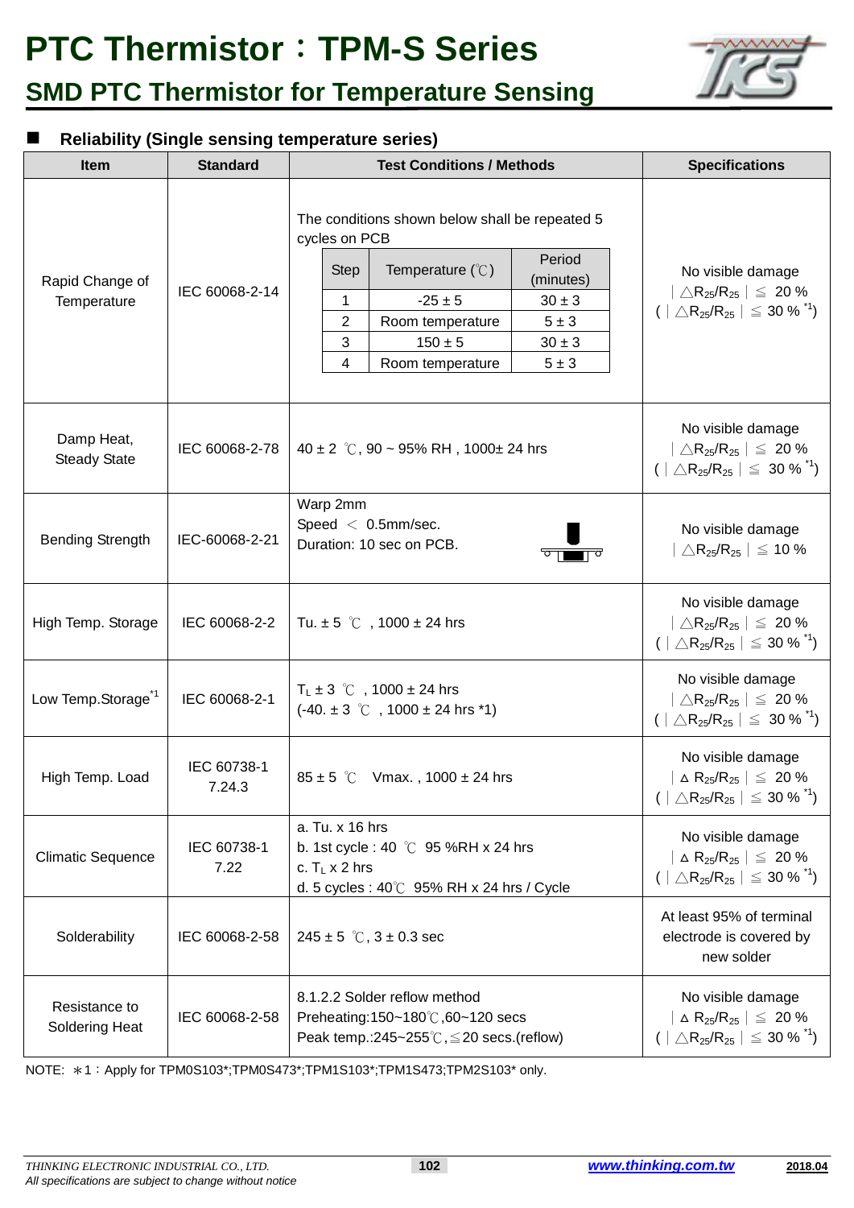# PTC Thermistor：TPM-S Series

## SMD PTC Thermistor for Temperature Sensing

### Reliability (Single sensing temperature series)

| Item | Standard | Test Conditions / Methods | Specifications |
|---|---|---|---|
| Rapid Change of Temperature | IEC 60068-2-14 | The conditions shown below shall be repeated 5 cycles on PCB<br>Step 1: Temperature (℃) -25 ± 5, Period (minutes) 30 ± 3<br>Step 2: Room temperature, 5 ± 3<br>Step 3: 150 ± 5, 30 ± 3<br>Step 4: Room temperature, 5 ± 3 | No visible damage<br>$\mid \triangle R_{25}/R_{25} \mid \leqq$ 20 %<br>( $\mid \triangle R_{25}/R_{25} \mid \leqq$ 30 % *1) |
| Damp Heat, Steady State | IEC 60068-2-78 | 40 ± 2 ℃, 90 ~ 95% RH , 1000± 24 hrs | No visible damage<br>$\mid \triangle R_{25}/R_{25} \mid \leqq$ 20 %<br>( $\mid \triangle R_{25}/R_{25} \mid \leqq$ 30 % *1) |
| Bending Strength | IEC-60068-2-21 | Warp 2mm<br>Speed ＜ 0.5mm/sec.<br>Duration: 10 sec on PCB. | No visible damage<br>$\mid \triangle R_{25}/R_{25} \mid \leqq$ 10 % |
| High Temp. Storage | IEC 60068-2-2 | Tu. ± 5 ℃ , 1000 ± 24 hrs | No visible damage<br>$\mid \triangle R_{25}/R_{25} \mid \leqq$ 20 %<br>( $\mid \triangle R_{25}/R_{25} \mid \leqq$ 30 % *1) |
| Low Temp.Storage*1 | IEC 60068-2-1 | $T_L$ ± 3 ℃ , 1000 ± 24 hrs<br>(-40. ± 3 ℃ , 1000 ± 24 hrs *1) | No visible damage<br>$\mid \triangle R_{25}/R_{25} \mid \leqq$ 20 %<br>( $\mid \triangle R_{25}/R_{25} \mid \leqq$ 30 % *1) |
| High Temp. Load | IEC 60738-1 7.24.3 | 85 ± 5 ℃ Vmax. , 1000 ± 24 hrs | No visible damage<br>$\mid \triangle R_{25}/R_{25} \mid \leqq$ 20 %<br>( $\mid \triangle R_{25}/R_{25} \mid \leqq$ 30 % *1) |
| Climatic Sequence | IEC 60738-1 7.22 | a. Tu. x 16 hrs<br>b. 1st cycle : 40 ℃ 95 %RH x 24 hrs<br>c. $T_L$ x 2 hrs<br>d. 5 cycles : 40℃ 95% RH x 24 hrs / Cycle | No visible damage<br>$\mid \triangle R_{25}/R_{25} \mid \leqq$ 20 %<br>( $\mid \triangle R_{25}/R_{25} \mid \leqq$ 30 % *1) |
| Solderability | IEC 60068-2-58 | 245 ± 5 ℃, 3 ± 0.3 sec | At least 95% of terminal electrode is covered by new solder |
| Resistance to Soldering Heat | IEC 60068-2-58 | 8.1.2.2 Solder reflow method<br>Preheating:150~180℃,60~120 secs<br>Peak temp.:245~255℃,≦20 secs.(reflow) | No visible damage<br>$\mid \triangle R_{25}/R_{25} \mid \leqq$ 20 %<br>( $\mid \triangle R_{25}/R_{25} \mid \leqq$ 30 % *1) |

NOTE: ＊1：Apply for TPM0S103*;TPM0S473*;TPM1S103*;TPM1S473;TPM2S103* only.

*THINKING ELECTRONIC INDUSTRIAL CO., LTD.*
*All specifications are subject to change without notice*

www.thinking.com.tw 2018.04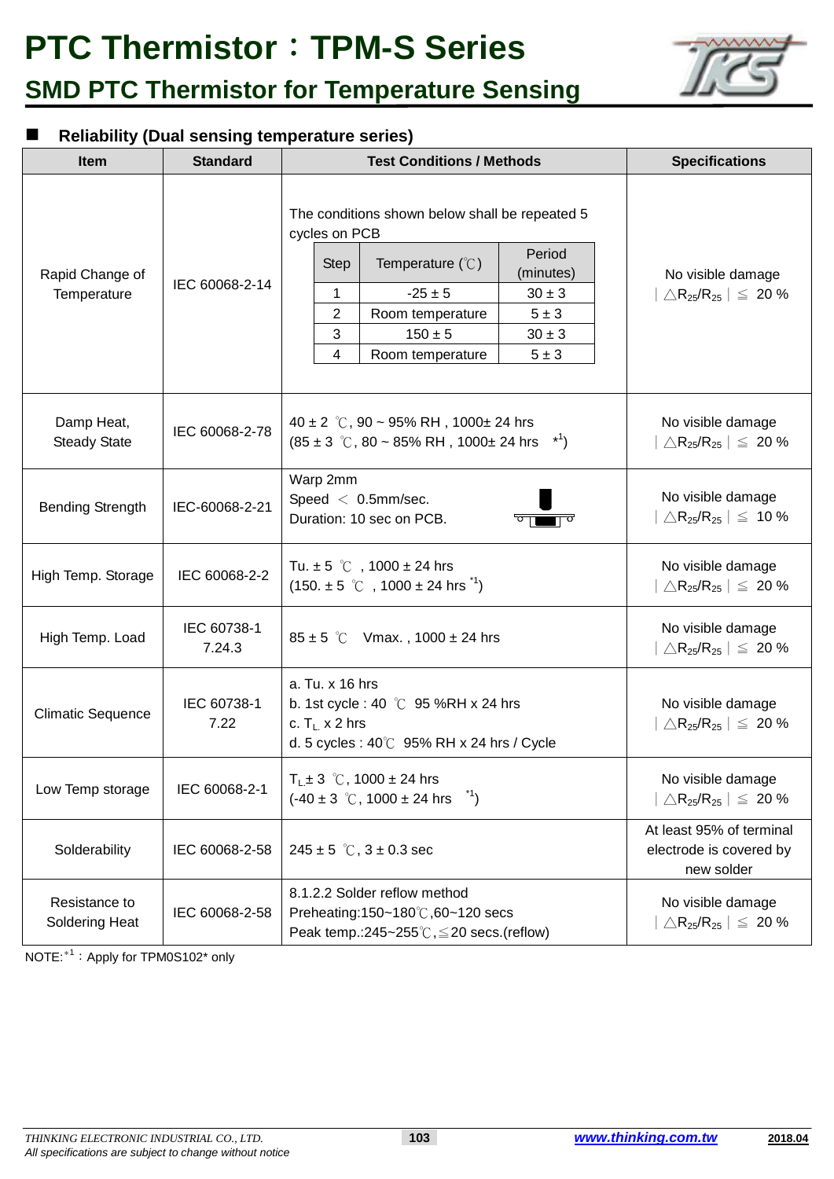# PTC Thermistor：TPM-S Series

## SMD PTC Thermistor for Temperature Sensing

### ■ Reliability (Dual sensing temperature series)

| Item | Standard | Test Conditions / Methods | Specifications |
|---|---|---|---|
| Rapid Change of Temperature | IEC 60068-2-14 | The conditions shown below shall be repeated 5 cycles on PCB<br>Step 1: Temperature -25 ± 5 ℃, Period 30 ± 3 minutes<br>Step 2: Room temperature, Period 5 ± 3 minutes<br>Step 3: Temperature 150 ± 5 ℃, Period 30 ± 3 minutes<br>Step 4: Room temperature, Period 5 ± 3 minutes | No visible damage<br>$\|\triangle R_{25}/R_{25}\| \leq$ 20 % |
| Damp Heat, Steady State | IEC 60068-2-78 | 40 ± 2 ℃, 90 ~ 95% RH , 1000± 24 hrs<br>(85 ± 3 ℃, 80 ~ 85% RH , 1000± 24 hrs *1) | No visible damage<br>$\|\triangle R_{25}/R_{25}\| \leq$ 20 % |
| Bending Strength | IEC-60068-2-21 | Warp 2mm<br>Speed ＜ 0.5mm/sec.<br>Duration: 10 sec on PCB. | No visible damage<br>$\|\triangle R_{25}/R_{25}\| \leq$ 10 % |
| High Temp. Storage | IEC 60068-2-2 | Tu. ± 5 ℃ , 1000 ± 24 hrs<br>(150. ± 5 ℃ , 1000 ± 24 hrs *1) | No visible damage<br>$\|\triangle R_{25}/R_{25}\| \leq$ 20 % |
| High Temp. Load | IEC 60738-1 7.24.3 | 85 ± 5 ℃ Vmax. , 1000 ± 24 hrs | No visible damage<br>$\|\triangle R_{25}/R_{25}\| \leq$ 20 % |
| Climatic Sequence | IEC 60738-1 7.22 | a. Tu. x 16 hrs<br>b. 1st cycle : 40 ℃ 95 %RH x 24 hrs<br>c. $T_L$ x 2 hrs<br>d. 5 cycles : 40℃ 95% RH x 24 hrs / Cycle | No visible damage<br>$\|\triangle R_{25}/R_{25}\| \leq$ 20 % |
| Low Temp storage | IEC 60068-2-1 | $T_L$ ± 3 ℃, 1000 ± 24 hrs<br>(-40 ± 3 ℃, 1000 ± 24 hrs *1) | No visible damage<br>$\|\triangle R_{25}/R_{25}\| \leq$ 20 % |
| Solderability | IEC 60068-2-58 | 245 ± 5 ℃, 3 ± 0.3 sec | At least 95% of terminal electrode is covered by new solder |
| Resistance to Soldering Heat | IEC 60068-2-58 | 8.1.2.2 Solder reflow method<br>Preheating:150~180℃,60~120 secs<br>Peak temp.:245~255℃,≦20 secs.(reflow) | No visible damage<br>$\|\triangle R_{25}/R_{25}\| \leq$ 20 % |

NOTE:*1：Apply for TPM0S102* only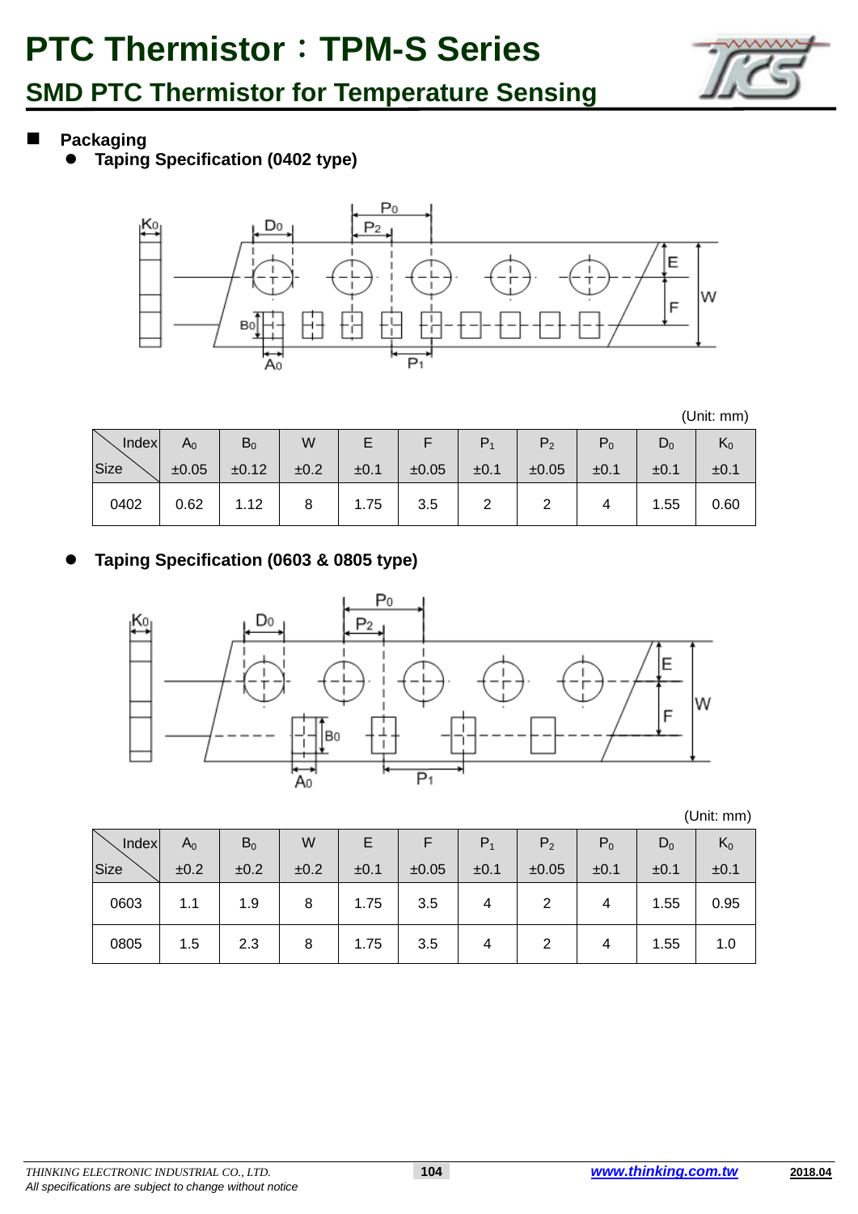# PTC Thermistor：TPM-S Series

## SMD PTC Thermistor for Temperature Sensing

- **Packaging**
  - **Taping Specification (0402 type)**

(Unit: mm)

| Index / Size | $A_0$ ±0.05 | $B_0$ ±0.12 | W ±0.2 | E ±0.1 | F ±0.05 | $P_1$ ±0.1 | $P_2$ ±0.05 | $P_0$ ±0.1 | $D_0$ ±0.1 | $K_0$ ±0.1 |
|---|---|---|---|---|---|---|---|---|---|---|
| 0402 | 0.62 | 1.12 | 8 | 1.75 | 3.5 | 2 | 2 | 4 | 1.55 | 0.60 |

  - **Taping Specification (0603 & 0805 type)**

(Unit: mm)

| Index / Size | $A_0$ ±0.2 | $B_0$ ±0.2 | W ±0.2 | E ±0.1 | F ±0.05 | $P_1$ ±0.1 | $P_2$ ±0.05 | $P_0$ ±0.1 | $D_0$ ±0.1 | $K_0$ ±0.1 |
|---|---|---|---|---|---|---|---|---|---|---|
| 0603 | 1.1 | 1.9 | 8 | 1.75 | 3.5 | 4 | 2 | 4 | 1.55 | 0.95 |
| 0805 | 1.5 | 2.3 | 8 | 1.75 | 3.5 | 4 | 2 | 4 | 1.55 | 1.0 |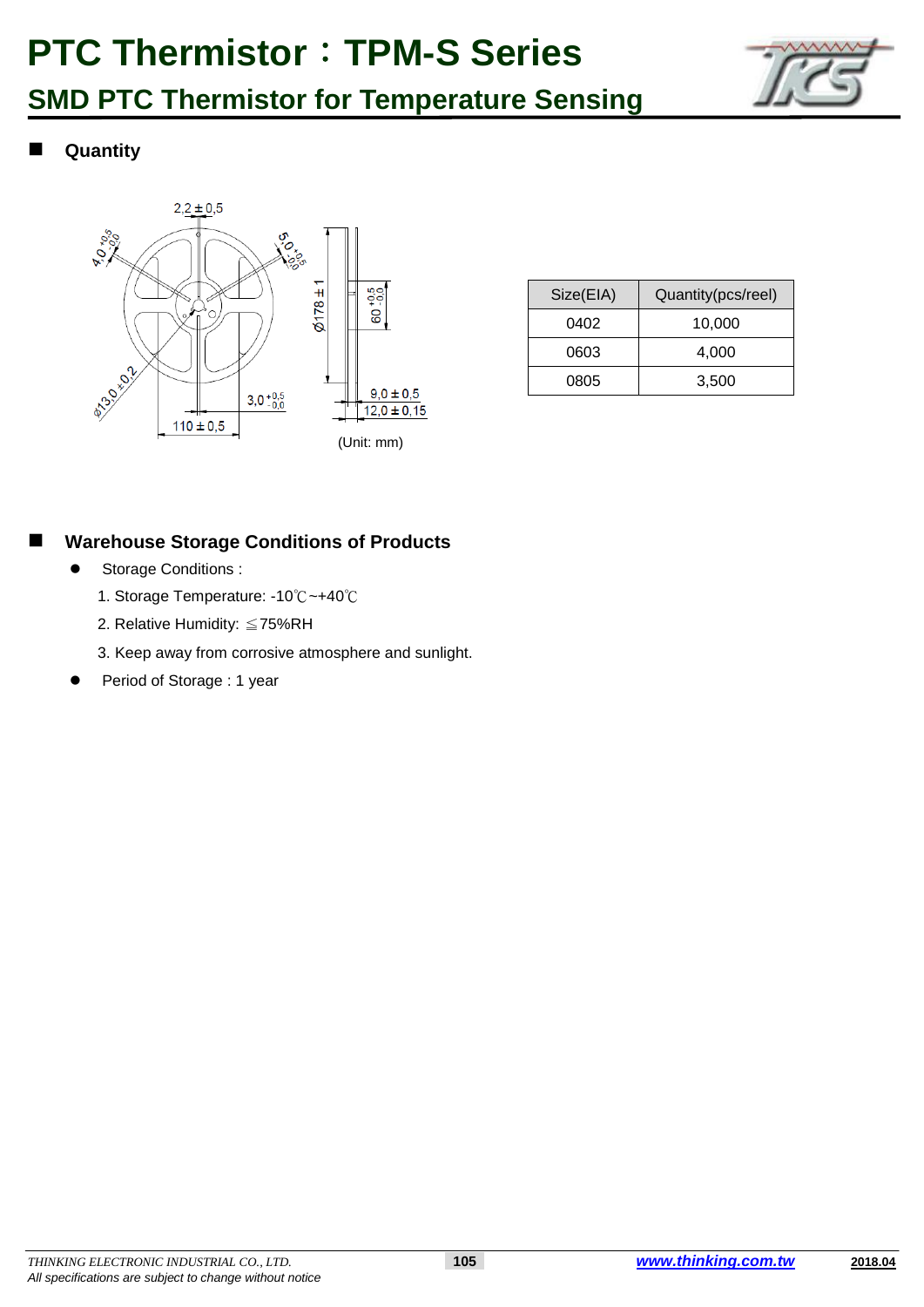# PTC Thermistor：TPM-S Series

## SMD PTC Thermistor for Temperature Sensing

## Quantity

2,2 ± 0,5

4,0 +0,5 -0,0

5,0 +0,5 -0,0

Ø178 ± 1

60 +0,5 -0,0

Ø13,0 ± 0,2

3,0 +0,5 -0,0

9,0 ± 0,5

12,0 ± 0,15

110 ± 0,5

(Unit: mm)

| Size(EIA) | Quantity(pcs/reel) |
|---|---|
| 0402 | 10,000 |
| 0603 | 4,000 |
| 0805 | 3,500 |

## Warehouse Storage Conditions of Products

- Storage Conditions :
  1. Storage Temperature: -10℃~+40℃
  2. Relative Humidity: ≦75%RH
  3. Keep away from corrosive atmosphere and sunlight.
- Period of Storage : 1 year